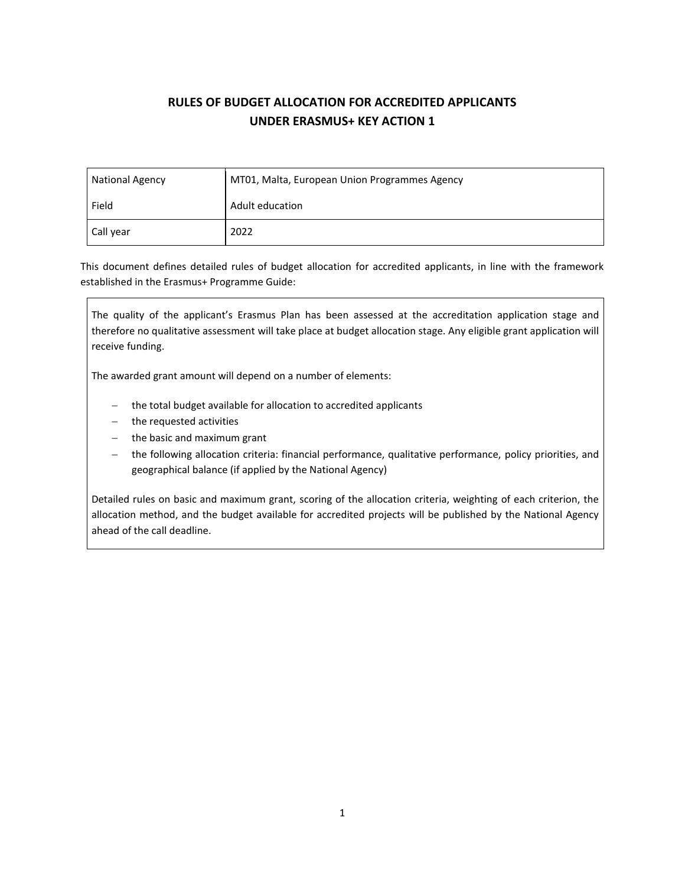# RULES OF BUDGET ALLOCATION FOR ACCREDITED APPLICANTS UNDER ERASMUS+ KEY ACTION 1

| National Agency | MT01, Malta, European Union Programmes Agency |
| --- | --- |
| Field | Adult education |
| Call year | 2022 |

This document defines detailed rules of budget allocation for accredited applicants, in line with the framework established in the Erasmus+ Programme Guide:

> The quality of the applicant's Erasmus Plan has been assessed at the accreditation application stage and therefore no qualitative assessment will take place at budget allocation stage. Any eligible grant application will receive funding.
>
> The awarded grant amount will depend on a number of elements:
>
> - the total budget available for allocation to accredited applicants
> - the requested activities
> - the basic and maximum grant
> - the following allocation criteria: financial performance, qualitative performance, policy priorities, and geographical balance (if applied by the National Agency)
>
> Detailed rules on basic and maximum grant, scoring of the allocation criteria, weighting of each criterion, the allocation method, and the budget available for accredited projects will be published by the National Agency ahead of the call deadline.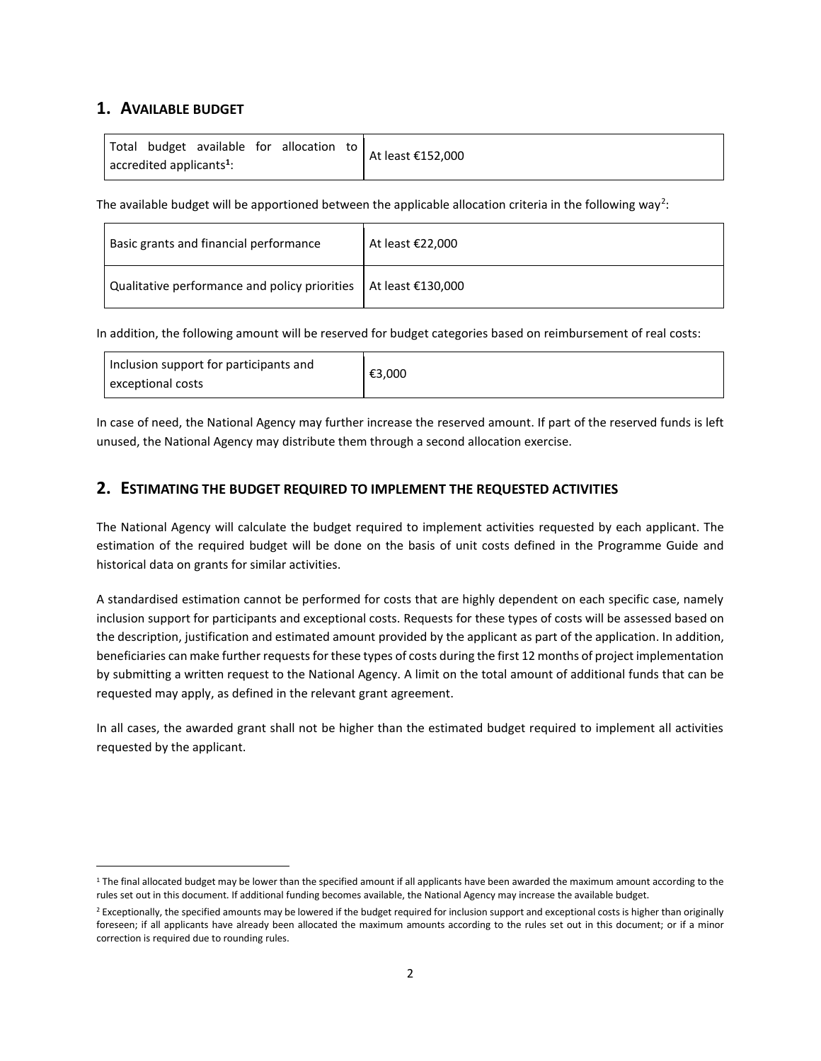## 1. Available budget

| Total budget available for allocation to accredited applicants[1]: | At least €152,000 |
|---|---|

The available budget will be apportioned between the applicable allocation criteria in the following way[2]:

| Basic grants and financial performance | At least €22,000 |
|---|---|
| Qualitative performance and policy priorities | At least €130,000 |

In addition, the following amount will be reserved for budget categories based on reimbursement of real costs:

| Inclusion support for participants and exceptional costs | €3,000 |
|---|---|

In case of need, the National Agency may further increase the reserved amount. If part of the reserved funds is left unused, the National Agency may distribute them through a second allocation exercise.

## 2. Estimating the budget required to implement the requested activities

The National Agency will calculate the budget required to implement activities requested by each applicant. The estimation of the required budget will be done on the basis of unit costs defined in the Programme Guide and historical data on grants for similar activities.

A standardised estimation cannot be performed for costs that are highly dependent on each specific case, namely inclusion support for participants and exceptional costs. Requests for these types of costs will be assessed based on the description, justification and estimated amount provided by the applicant as part of the application. In addition, beneficiaries can make further requests for these types of costs during the first 12 months of project implementation by submitting a written request to the National Agency. A limit on the total amount of additional funds that can be requested may apply, as defined in the relevant grant agreement.

In all cases, the awarded grant shall not be higher than the estimated budget required to implement all activities requested by the applicant.

[1] The final allocated budget may be lower than the specified amount if all applicants have been awarded the maximum amount according to the rules set out in this document. If additional funding becomes available, the National Agency may increase the available budget.

[2] Exceptionally, the specified amounts may be lowered if the budget required for inclusion support and exceptional costs is higher than originally foreseen; if all applicants have already been allocated the maximum amounts according to the rules set out in this document; or if a minor correction is required due to rounding rules.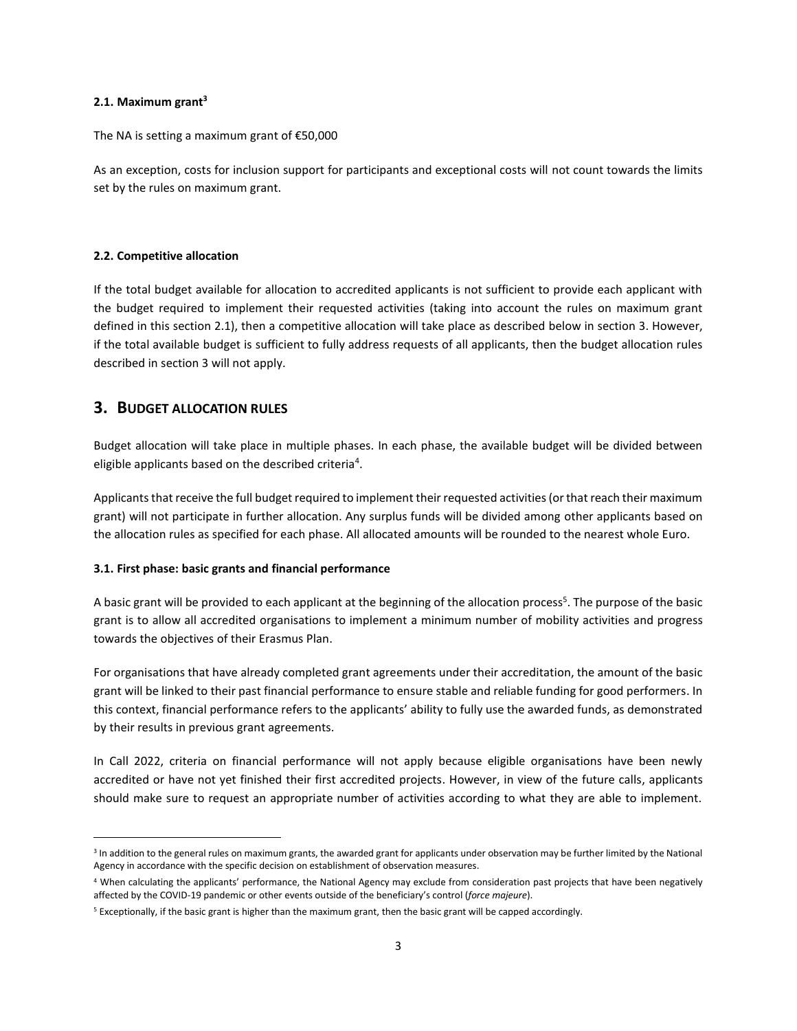### 2.1. Maximum grant[3]

The NA is setting a maximum grant of €50,000

As an exception, costs for inclusion support for participants and exceptional costs will not count towards the limits set by the rules on maximum grant.

### 2.2. Competitive allocation

If the total budget available for allocation to accredited applicants is not sufficient to provide each applicant with the budget required to implement their requested activities (taking into account the rules on maximum grant defined in this section 2.1), then a competitive allocation will take place as described below in section 3. However, if the total available budget is sufficient to fully address requests of all applicants, then the budget allocation rules described in section 3 will not apply.

## 3. BUDGET ALLOCATION RULES

Budget allocation will take place in multiple phases. In each phase, the available budget will be divided between eligible applicants based on the described criteria[4].

Applicants that receive the full budget required to implement their requested activities (or that reach their maximum grant) will not participate in further allocation. Any surplus funds will be divided among other applicants based on the allocation rules as specified for each phase. All allocated amounts will be rounded to the nearest whole Euro.

### 3.1. First phase: basic grants and financial performance

A basic grant will be provided to each applicant at the beginning of the allocation process[5]. The purpose of the basic grant is to allow all accredited organisations to implement a minimum number of mobility activities and progress towards the objectives of their Erasmus Plan.

For organisations that have already completed grant agreements under their accreditation, the amount of the basic grant will be linked to their past financial performance to ensure stable and reliable funding for good performers. In this context, financial performance refers to the applicants' ability to fully use the awarded funds, as demonstrated by their results in previous grant agreements.

In Call 2022, criteria on financial performance will not apply because eligible organisations have been newly accredited or have not yet finished their first accredited projects. However, in view of the future calls, applicants should make sure to request an appropriate number of activities according to what they are able to implement.

---

[3] In addition to the general rules on maximum grants, the awarded grant for applicants under observation may be further limited by the National Agency in accordance with the specific decision on establishment of observation measures.

[4] When calculating the applicants' performance, the National Agency may exclude from consideration past projects that have been negatively affected by the COVID-19 pandemic or other events outside of the beneficiary's control (*force majeure*).

[5] Exceptionally, if the basic grant is higher than the maximum grant, then the basic grant will be capped accordingly.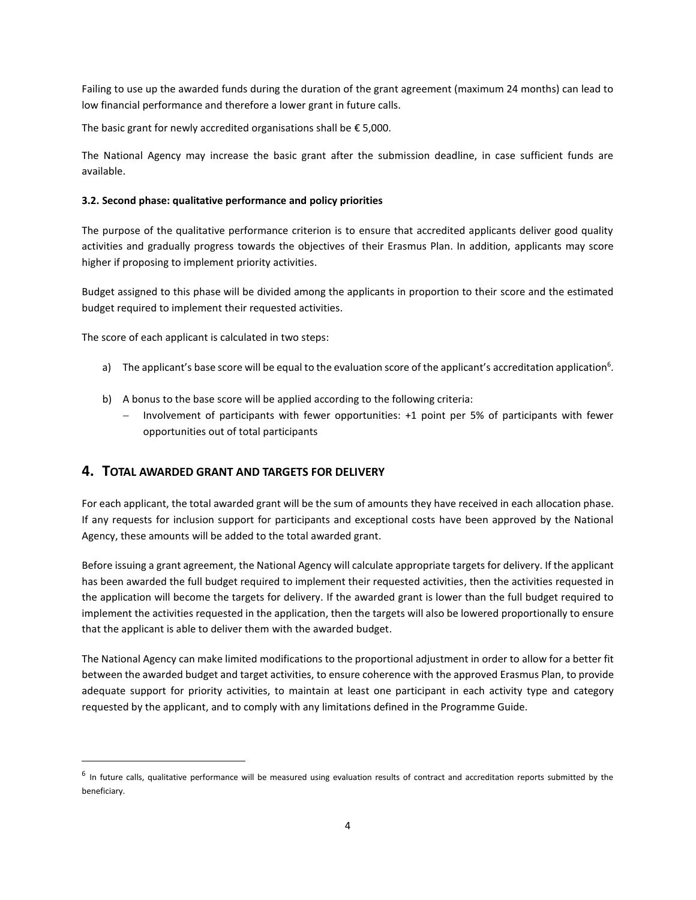Failing to use up the awarded funds during the duration of the grant agreement (maximum 24 months) can lead to low financial performance and therefore a lower grant in future calls.

The basic grant for newly accredited organisations shall be € 5,000.

The National Agency may increase the basic grant after the submission deadline, in case sufficient funds are available.

### 3.2. Second phase: qualitative performance and policy priorities

The purpose of the qualitative performance criterion is to ensure that accredited applicants deliver good quality activities and gradually progress towards the objectives of their Erasmus Plan. In addition, applicants may score higher if proposing to implement priority activities.

Budget assigned to this phase will be divided among the applicants in proportion to their score and the estimated budget required to implement their requested activities.

The score of each applicant is calculated in two steps:

a) The applicant's base score will be equal to the evaluation score of the applicant's accreditation application[6].

b) A bonus to the base score will be applied according to the following criteria:
   - Involvement of participants with fewer opportunities: +1 point per 5% of participants with fewer opportunities out of total participants

## 4. Total awarded grant and targets for delivery

For each applicant, the total awarded grant will be the sum of amounts they have received in each allocation phase. If any requests for inclusion support for participants and exceptional costs have been approved by the National Agency, these amounts will be added to the total awarded grant.

Before issuing a grant agreement, the National Agency will calculate appropriate targets for delivery. If the applicant has been awarded the full budget required to implement their requested activities, then the activities requested in the application will become the targets for delivery. If the awarded grant is lower than the full budget required to implement the activities requested in the application, then the targets will also be lowered proportionally to ensure that the applicant is able to deliver them with the awarded budget.

The National Agency can make limited modifications to the proportional adjustment in order to allow for a better fit between the awarded budget and target activities, to ensure coherence with the approved Erasmus Plan, to provide adequate support for priority activities, to maintain at least one participant in each activity type and category requested by the applicant, and to comply with any limitations defined in the Programme Guide.

---

[6] In future calls, qualitative performance will be measured using evaluation results of contract and accreditation reports submitted by the beneficiary.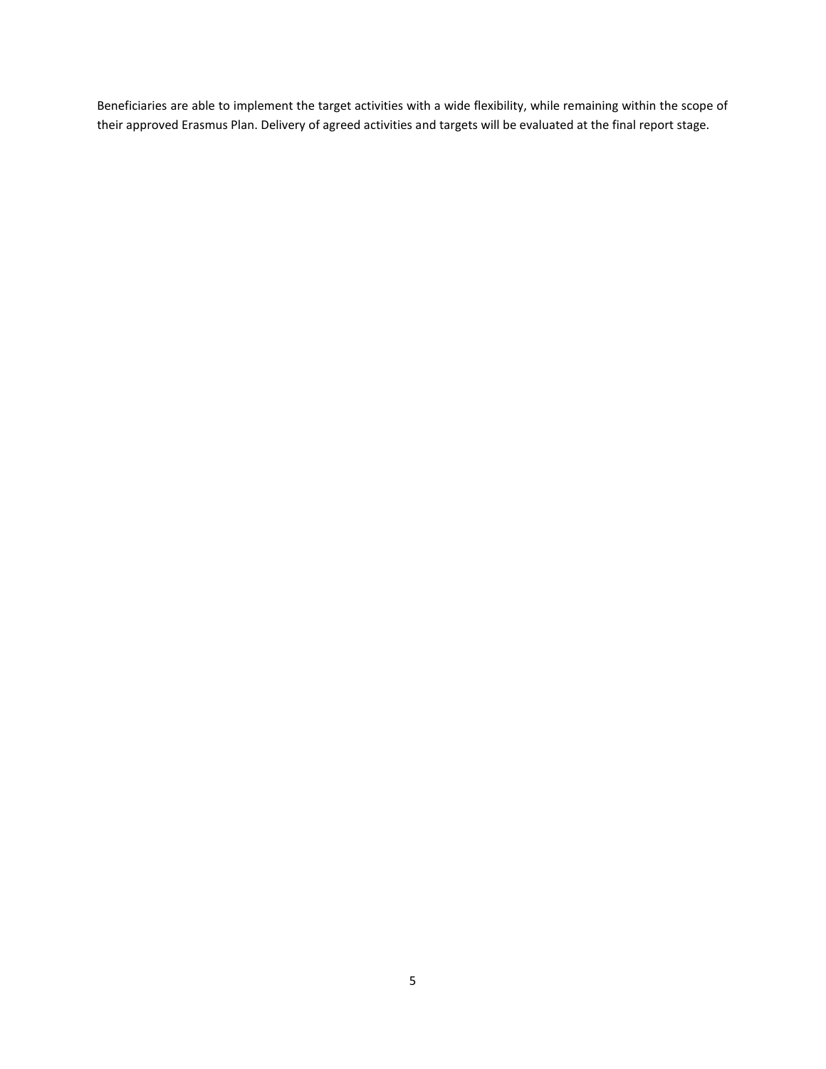Beneficiaries are able to implement the target activities with a wide flexibility, while remaining within the scope of their approved Erasmus Plan. Delivery of agreed activities and targets will be evaluated at the final report stage.